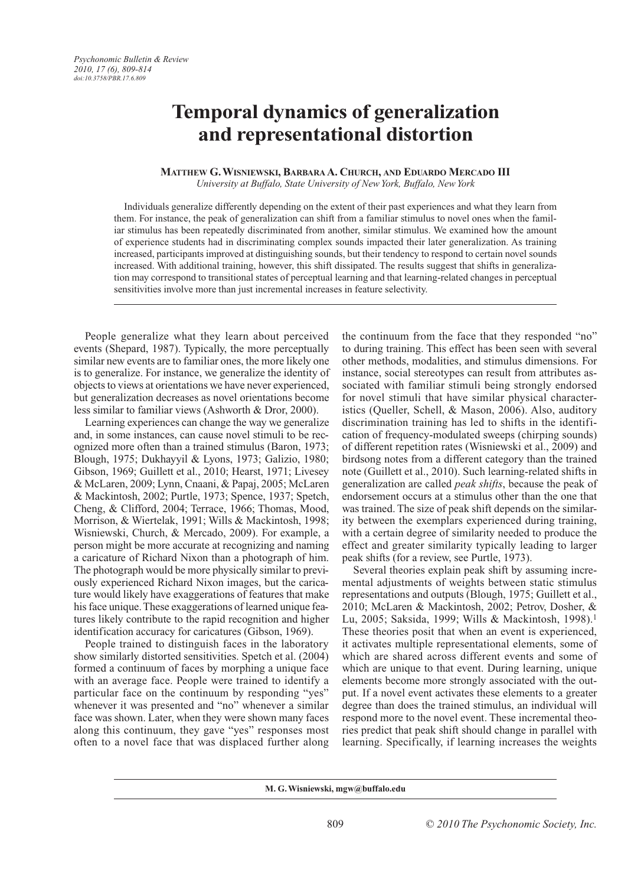# Temporal dynamics of generalization and representational distortion

**Matthew G. Wisniewski, Barbara A. Church, and Eduardo Mercado III**

*University at Buffalo, State University of New York, Buffalo, New York*

Individuals generalize differently depending on the extent of their past experiences and what they learn from them. For instance, the peak of generalization can shift from a familiar stimulus to novel ones when the familiar stimulus has been repeatedly discriminated from another, similar stimulus. We examined how the amount of experience students had in discriminating complex sounds impacted their later generalization. As training increased, participants improved at distinguishing sounds, but their tendency to respond to certain novel sounds increased. With additional training, however, this shift dissipated. The results suggest that shifts in generalization may correspond to transitional states of perceptual learning and that learning-related changes in perceptual sensitivities involve more than just incremental increases in feature selectivity.

---

People generalize what they learn about perceived events (Shepard, 1987). Typically, the more perceptually similar new events are to familiar ones, the more likely one is to generalize. For instance, we generalize the identity of objects to views at orientations we have never experienced, but generalization decreases as novel orientations become less similar to familiar views (Ashworth & Dror, 2000).

Learning experiences can change the way we generalize and, in some instances, can cause novel stimuli to be recognized more often than a trained stimulus (Baron, 1973; Blough, 1975; Dukhayyil & Lyons, 1973; Galizio, 1980; Gibson, 1969; Guillett et al., 2010; Hearst, 1971; Livesey & McLaren, 2009; Lynn, Cnaani, & Papaj, 2005; McLaren & Mackintosh, 2002; Purtle, 1973; Spence, 1937; Spetch, Cheng, & Clifford, 2004; Terrace, 1966; Thomas, Mood, Morrison, & Wiertelak, 1991; Wills & Mackintosh, 1998; Wisniewski, Church, & Mercado, 2009). For example, a person might be more accurate at recognizing and naming a caricature of Richard Nixon than a photograph of him. The photograph would be more physically similar to previously experienced Richard Nixon images, but the caricature would likely have exaggerations of features that make his face unique. These exaggerations of learned unique features likely contribute to the rapid recognition and higher identification accuracy for caricatures (Gibson, 1969).

People trained to distinguish faces in the laboratory show similarly distorted sensitivities. Spetch et al. (2004) formed a continuum of faces by morphing a unique face with an average face. People were trained to identify a particular face on the continuum by responding "yes" whenever it was presented and "no" whenever a similar face was shown. Later, when they were shown many faces along this continuum, they gave "yes" responses most often to a novel face that was displaced further along the continuum from the face that they responded "no" to during training. This effect has been seen with several other methods, modalities, and stimulus dimensions. For instance, social stereotypes can result from attributes associated with familiar stimuli being strongly endorsed for novel stimuli that have similar physical characteristics (Queller, Schell, & Mason, 2006). Also, auditory discrimination training has led to shifts in the identification of frequency-modulated sweeps (chirping sounds) of different repetition rates (Wisniewski et al., 2009) and birdsong notes from a different category than the trained note (Guillett et al., 2010). Such learning-related shifts in generalization are called *peak shifts*, because the peak of endorsement occurs at a stimulus other than the one that was trained. The size of peak shift depends on the similarity between the exemplars experienced during training, with a certain degree of similarity needed to produce the effect and greater similarity typically leading to larger peak shifts (for a review, see Purtle, 1973).

Several theories explain peak shift by assuming incremental adjustments of weights between static stimulus representations and outputs (Blough, 1975; Guillett et al., 2010; McLaren & Mackintosh, 2002; Petrov, Dosher, & Lu, 2005; Saksida, 1999; Wills & Mackintosh, 1998).[1] These theories posit that when an event is experienced, it activates multiple representational elements, some of which are shared across different events and some of which are unique to that event. During learning, unique elements become more strongly associated with the output. If a novel event activates these elements to a greater degree than does the trained stimulus, an individual will respond more to the novel event. These incremental theories predict that peak shift should change in parallel with learning. Specifically, if learning increases the weights

---

M. G. Wisniewski, mgw@buffalo.edu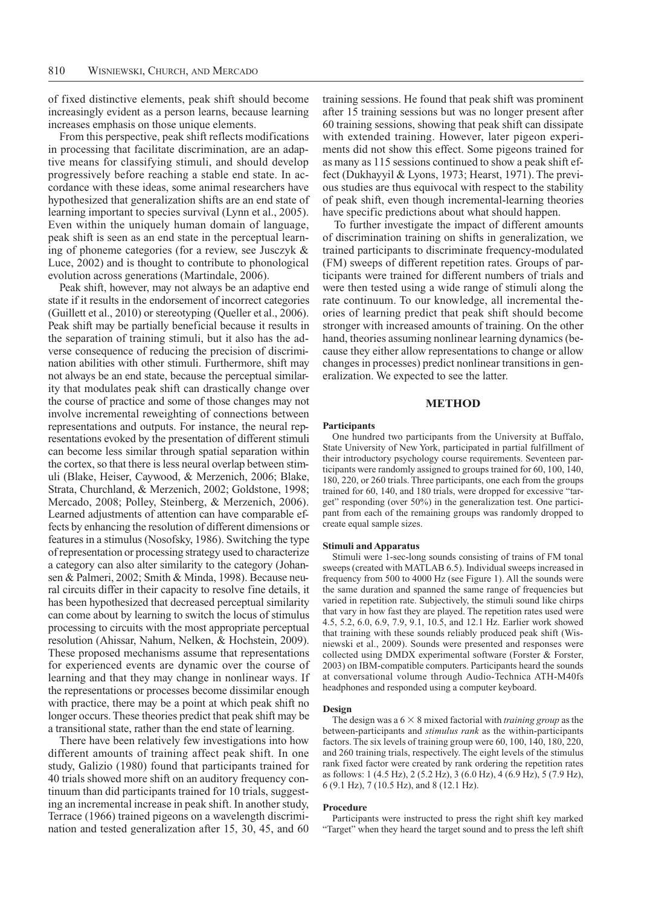of fixed distinctive elements, peak shift should become increasingly evident as a person learns, because learning increases emphasis on those unique elements.

From this perspective, peak shift reflects modifications in processing that facilitate discrimination, are an adaptive means for classifying stimuli, and should develop progressively before reaching a stable end state. In accordance with these ideas, some animal researchers have hypothesized that generalization shifts are an end state of learning important to species survival (Lynn et al., 2005). Even within the uniquely human domain of language, peak shift is seen as an end state in the perceptual learning of phoneme categories (for a review, see Jusczyk & Luce, 2002) and is thought to contribute to phonological evolution across generations (Martindale, 2006).

Peak shift, however, may not always be an adaptive end state if it results in the endorsement of incorrect categories (Guillett et al., 2010) or stereotyping (Queller et al., 2006). Peak shift may be partially beneficial because it results in the separation of training stimuli, but it also has the adverse consequence of reducing the precision of discrimination abilities with other stimuli. Furthermore, shift may not always be an end state, because the perceptual similarity that modulates peak shift can drastically change over the course of practice and some of those changes may not involve incremental reweighting of connections between representations and outputs. For instance, the neural representations evoked by the presentation of different stimuli can become less similar through spatial separation within the cortex, so that there is less neural overlap between stimuli (Blake, Heiser, Caywood, & Merzenich, 2006; Blake, Strata, Churchland, & Merzenich, 2002; Goldstone, 1998; Mercado, 2008; Polley, Steinberg, & Merzenich, 2006). Learned adjustments of attention can have comparable effects by enhancing the resolution of different dimensions or features in a stimulus (Nosofsky, 1986). Switching the type of representation or processing strategy used to characterize a category can also alter similarity to the category (Johansen & Palmeri, 2002; Smith & Minda, 1998). Because neural circuits differ in their capacity to resolve fine details, it has been hypothesized that decreased perceptual similarity can come about by learning to switch the locus of stimulus processing to circuits with the most appropriate perceptual resolution (Ahissar, Nahum, Nelken, & Hochstein, 2009). These proposed mechanisms assume that representations for experienced events are dynamic over the course of learning and that they may change in nonlinear ways. If the representations or processes become dissimilar enough with practice, there may be a point at which peak shift no longer occurs. These theories predict that peak shift may be a transitional state, rather than the end state of learning.

There have been relatively few investigations into how different amounts of training affect peak shift. In one study, Galizio (1980) found that participants trained for 40 trials showed more shift on an auditory frequency continuum than did participants trained for 10 trials, suggesting an incremental increase in peak shift. In another study, Terrace (1966) trained pigeons on a wavelength discrimination and tested generalization after 15, 30, 45, and 60 training sessions. He found that peak shift was prominent after 15 training sessions but was no longer present after 60 training sessions, showing that peak shift can dissipate with extended training. However, later pigeon experiments did not show this effect. Some pigeons trained for as many as 115 sessions continued to show a peak shift effect (Dukhayyil & Lyons, 1973; Hearst, 1971). The previous studies are thus equivocal with respect to the stability of peak shift, even though incremental-learning theories have specific predictions about what should happen.

To further investigate the impact of different amounts of discrimination training on shifts in generalization, we trained participants to discriminate frequency-modulated (FM) sweeps of different repetition rates. Groups of participants were trained for different numbers of trials and were then tested using a wide range of stimuli along the rate continuum. To our knowledge, all incremental theories of learning predict that peak shift should become stronger with increased amounts of training. On the other hand, theories assuming nonlinear learning dynamics (because they either allow representations to change or allow changes in processes) predict nonlinear transitions in generalization. We expected to see the latter.

## METHOD

### Participants

One hundred two participants from the University at Buffalo, State University of New York, participated in partial fulfillment of their introductory psychology course requirements. Seventeen participants were randomly assigned to groups trained for 60, 100, 140, 180, 220, or 260 trials. Three participants, one each from the groups trained for 60, 140, and 180 trials, were dropped for excessive "target" responding (over 50%) in the generalization test. One participant from each of the remaining groups was randomly dropped to create equal sample sizes.

### Stimuli and Apparatus

Stimuli were 1-sec-long sounds consisting of trains of FM tonal sweeps (created with MATLAB 6.5). Individual sweeps increased in frequency from 500 to 4000 Hz (see Figure 1). All the sounds were the same duration and spanned the same range of frequencies but varied in repetition rate. Subjectively, the stimuli sound like chirps that vary in how fast they are played. The repetition rates used were 4.5, 5.2, 6.0, 6.9, 7.9, 9.1, 10.5, and 12.1 Hz. Earlier work showed that training with these sounds reliably produced peak shift (Wisniewski et al., 2009). Sounds were presented and responses were collected using DMDX experimental software (Forster & Forster, 2003) on IBM-compatible computers. Participants heard the sounds at conversational volume through Audio-Technica ATH-M40fs headphones and responded using a computer keyboard.

### Design

The design was a $6 \times 8$ mixed factorial with *training group* as the between-participants and *stimulus rank* as the within-participants factors. The six levels of training group were 60, 100, 140, 180, 220, and 260 training trials, respectively. The eight levels of the stimulus rank fixed factor were created by rank ordering the repetition rates as follows: 1 (4.5 Hz), 2 (5.2 Hz), 3 (6.0 Hz), 4 (6.9 Hz), 5 (7.9 Hz), 6 (9.1 Hz), 7 (10.5 Hz), and 8 (12.1 Hz).

### Procedure

Participants were instructed to press the right shift key marked "Target" when they heard the target sound and to press the left shift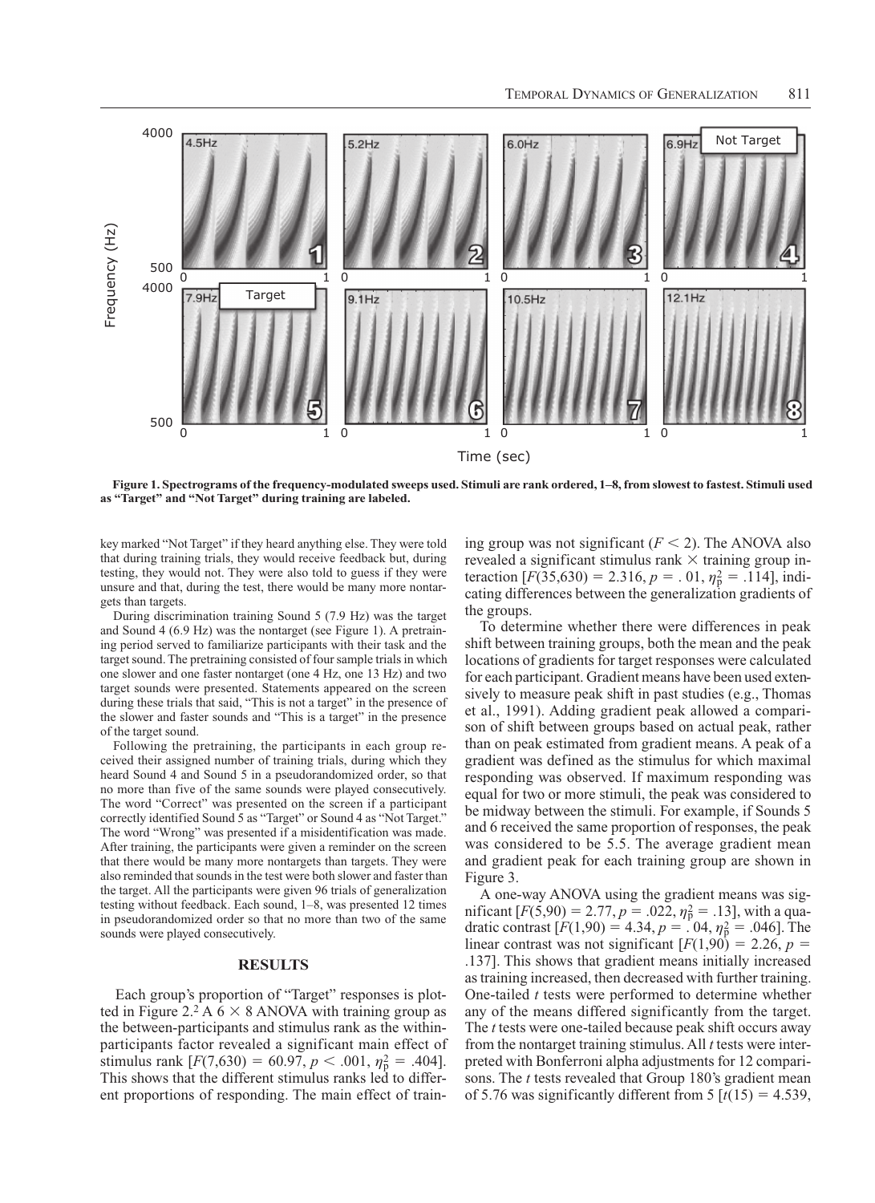Figure 1. Spectrograms of the frequency-modulated sweeps used. Stimuli are rank ordered, 1–8, from slowest to fastest. Stimuli used as "Target" and "Not Target" during training are labeled.

key marked "Not Target" if they heard anything else. They were told that during training trials, they would receive feedback but, during testing, they would not. They were also told to guess if they were unsure and that, during the test, there would be many more nontargets than targets.

During discrimination training Sound 5 (7.9 Hz) was the target and Sound 4 (6.9 Hz) was the nontarget (see Figure 1). A pretraining period served to familiarize participants with their task and the target sound. The pretraining consisted of four sample trials in which one slower and one faster nontarget (one 4 Hz, one 13 Hz) and two target sounds were presented. Statements appeared on the screen during these trials that said, "This is not a target" in the presence of the slower and faster sounds and "This is a target" in the presence of the target sound.

Following the pretraining, the participants in each group received their assigned number of training trials, during which they heard Sound 4 and Sound 5 in a pseudorandomized order, so that no more than five of the same sounds were played consecutively. The word "Correct" was presented on the screen if a participant correctly identified Sound 5 as "Target" or Sound 4 as "Not Target." The word "Wrong" was presented if a misidentification was made. After training, the participants were given a reminder on the screen that there would be many more nontargets than targets. They were also reminded that sounds in the test were both slower and faster than the target. All the participants were given 96 trials of generalization testing without feedback. Each sound, 1–8, was presented 12 times in pseudorandomized order so that no more than two of the same sounds were played consecutively.

## RESULTS

Each group's proportion of "Target" responses is plotted in Figure 2.[2] A 6 × 8 ANOVA with training group as the between-participants and stimulus rank as the within-participants factor revealed a significant main effect of stimulus rank [$F(7,630) = 60.97$, $p < .001$, $\eta_p^2 = .404$]. This shows that the different stimulus ranks led to different proportions of responding. The main effect of training group was not significant ($F < 2$). The ANOVA also revealed a significant stimulus rank × training group interaction [$F(35,630) = 2.316$, $p = .01$, $\eta_p^2 = .114$], indicating differences between the generalization gradients of the groups.

To determine whether there were differences in peak shift between training groups, both the mean and the peak locations of gradients for target responses were calculated for each participant. Gradient means have been used extensively to measure peak shift in past studies (e.g., Thomas et al., 1991). Adding gradient peak allowed a comparison of shift between groups based on actual peak, rather than on peak estimated from gradient means. A peak of a gradient was defined as the stimulus for which maximal responding was observed. If maximum responding was equal for two or more stimuli, the peak was considered to be midway between the stimuli. For example, if Sounds 5 and 6 received the same proportion of responses, the peak was considered to be 5.5. The average gradient mean and gradient peak for each training group are shown in Figure 3.

A one-way ANOVA using the gradient means was significant [$F(5,90) = 2.77$, $p = .022$, $\eta_p^2 = .13$], with a quadratic contrast [$F(1,90) = 4.34$, $p = .04$, $\eta_p^2 = .046$]. The linear contrast was not significant [$F(1,90) = 2.26$, $p = .137$]. This shows that gradient means initially increased as training increased, then decreased with further training. One-tailed *t* tests were performed to determine whether any of the means differed significantly from the target. The *t* tests were one-tailed because peak shift occurs away from the nontarget training stimulus. All *t* tests were interpreted with Bonferroni alpha adjustments for 12 comparisons. The *t* tests revealed that Group 180's gradient mean of 5.76 was significantly different from 5 [$t(15) = 4.539$,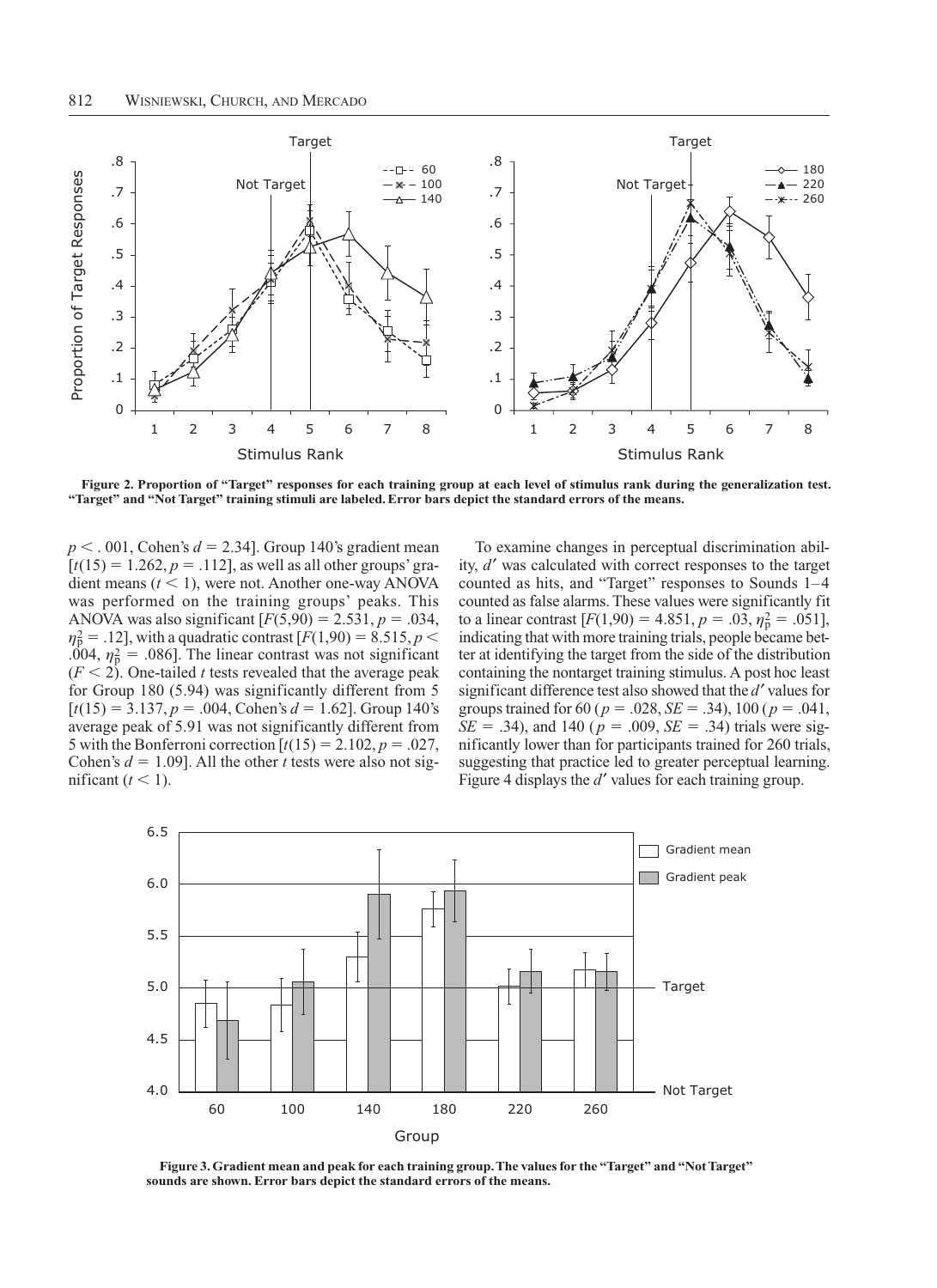Figure 2. Proportion of "Target" responses for each training group at each level of stimulus rank during the generalization test. "Target" and "Not Target" training stimuli are labeled. Error bars depict the standard errors of the means.

$p < .001$, Cohen's $d = 2.34$]. Group 140's gradient mean [$t(15) = 1.262, p = .112$], as well as all other groups' gradient means ($t < 1$), were not. Another one-way ANOVA was performed on the training groups' peaks. This ANOVA was also significant [$F(5,90) = 2.531, p = .034, \eta_p^2 = .12$], with a quadratic contrast [$F(1,90) = 8.515, p < .004, \eta_p^2 = .086$]. The linear contrast was not significant ($F < 2$). One-tailed *t* tests revealed that the average peak for Group 180 (5.94) was significantly different from 5 [$t(15) = 3.137, p = .004$, Cohen's $d = 1.62$]. Group 140's average peak of 5.91 was not significantly different from 5 with the Bonferroni correction [$t(15) = 2.102, p = .027$, Cohen's $d = 1.09$]. All the other *t* tests were also not significant ($t < 1$).

To examine changes in perceptual discrimination ability, $d'$ was calculated with correct responses to the target counted as hits, and "Target" responses to Sounds 1–4 counted as false alarms. These values were significantly fit to a linear contrast [$F(1,90) = 4.851, p = .03, \eta_p^2 = .051$], indicating that with more training trials, people became better at identifying the target from the side of the distribution containing the nontarget training stimulus. A post hoc least significant difference test also showed that the $d'$ values for groups trained for 60 ($p = .028, SE = .34$), 100 ($p = .041, SE = .34$), and 140 ($p = .009, SE = .34$) trials were significantly lower than for participants trained for 260 trials, suggesting that practice led to greater perceptual learning. Figure 4 displays the $d'$ values for each training group.

Figure 3. Gradient mean and peak for each training group. The values for the "Target" and "Not Target" sounds are shown. Error bars depict the standard errors of the means.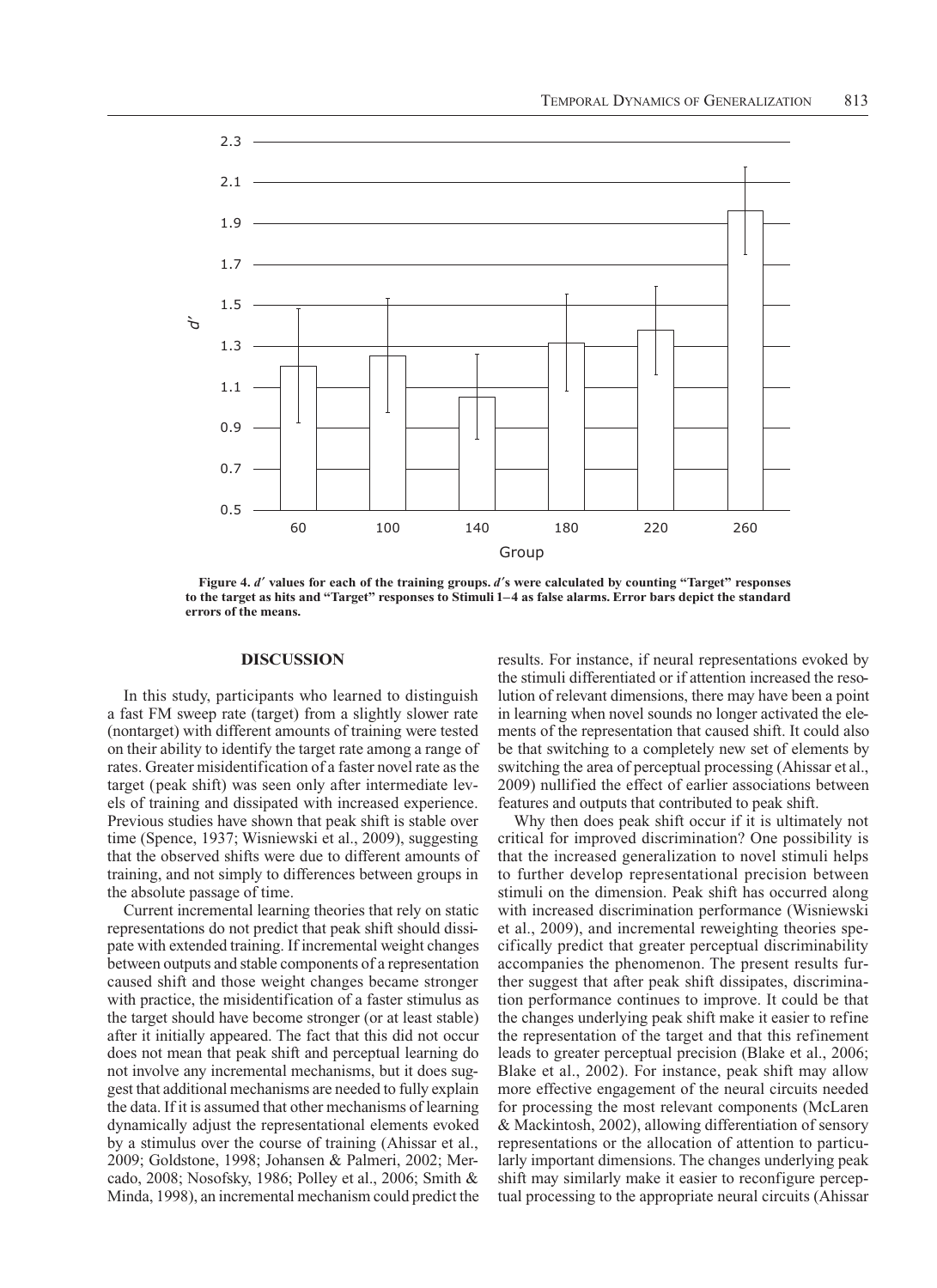Figure 4. $d'$ values for each of the training groups. $d'$s were calculated by counting "Target" responses to the target as hits and "Target" responses to Stimuli 1–4 as false alarms. Error bars depict the standard errors of the means.

## DISCUSSION

In this study, participants who learned to distinguish a fast FM sweep rate (target) from a slightly slower rate (nontarget) with different amounts of training were tested on their ability to identify the target rate among a range of rates. Greater misidentification of a faster novel rate as the target (peak shift) was seen only after intermediate levels of training and dissipated with increased experience. Previous studies have shown that peak shift is stable over time (Spence, 1937; Wisniewski et al., 2009), suggesting that the observed shifts were due to different amounts of training, and not simply to differences between groups in the absolute passage of time.

Current incremental learning theories that rely on static representations do not predict that peak shift should dissipate with extended training. If incremental weight changes between outputs and stable components of a representation caused shift and those weight changes became stronger with practice, the misidentification of a faster stimulus as the target should have become stronger (or at least stable) after it initially appeared. The fact that this did not occur does not mean that peak shift and perceptual learning do not involve any incremental mechanisms, but it does suggest that additional mechanisms are needed to fully explain the data. If it is assumed that other mechanisms of learning dynamically adjust the representational elements evoked by a stimulus over the course of training (Ahissar et al., 2009; Goldstone, 1998; Johansen & Palmeri, 2002; Mercado, 2008; Nosofsky, 1986; Polley et al., 2006; Smith & Minda, 1998), an incremental mechanism could predict the results. For instance, if neural representations evoked by the stimuli differentiated or if attention increased the resolution of relevant dimensions, there may have been a point in learning when novel sounds no longer activated the elements of the representation that caused shift. It could also be that switching to a completely new set of elements by switching the area of perceptual processing (Ahissar et al., 2009) nullified the effect of earlier associations between features and outputs that contributed to peak shift.

Why then does peak shift occur if it is ultimately not critical for improved discrimination? One possibility is that the increased generalization to novel stimuli helps to further develop representational precision between stimuli on the dimension. Peak shift has occurred along with increased discrimination performance (Wisniewski et al., 2009), and incremental reweighting theories specifically predict that greater perceptual discriminability accompanies the phenomenon. The present results further suggest that after peak shift dissipates, discrimination performance continues to improve. It could be that the changes underlying peak shift make it easier to refine the representation of the target and that this refinement leads to greater perceptual precision (Blake et al., 2006; Blake et al., 2002). For instance, peak shift may allow more effective engagement of the neural circuits needed for processing the most relevant components (McLaren & Mackintosh, 2002), allowing differentiation of sensory representations or the allocation of attention to particularly important dimensions. The changes underlying peak shift may similarly make it easier to reconfigure perceptual processing to the appropriate neural circuits (Ahissar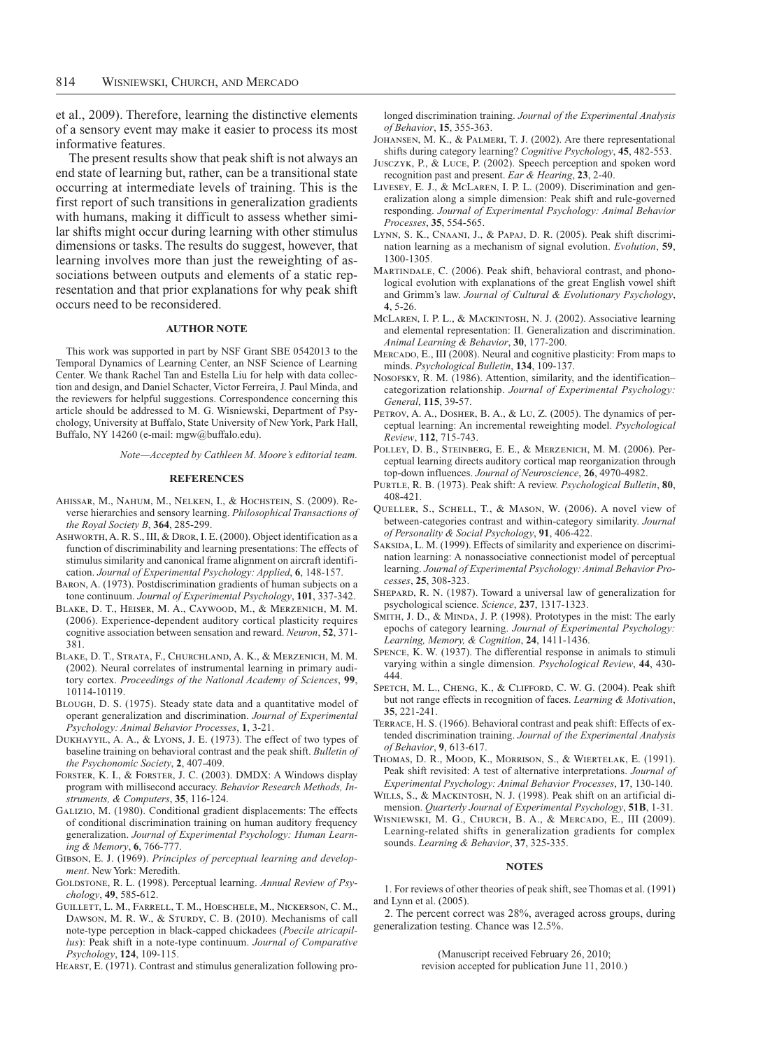et al., 2009). Therefore, learning the distinctive elements of a sensory event may make it easier to process its most informative features.

The present results show that peak shift is not always an end state of learning but, rather, can be a transitional state occurring at intermediate levels of training. This is the first report of such transitions in generalization gradients with humans, making it difficult to assess whether similar shifts might occur during learning with other stimulus dimensions or tasks. The results do suggest, however, that learning involves more than just the reweighting of associations between outputs and elements of a static representation and that prior explanations for why peak shift occurs need to be reconsidered.

## AUTHOR NOTE

This work was supported in part by NSF Grant SBE 0542013 to the Temporal Dynamics of Learning Center, an NSF Science of Learning Center. We thank Rachel Tan and Estella Liu for help with data collection and design, and Daniel Schacter, Victor Ferreira, J. Paul Minda, and the reviewers for helpful suggestions. Correspondence concerning this article should be addressed to M. G. Wisniewski, Department of Psychology, University at Buffalo, State University of New York, Park Hall, Buffalo, NY 14260 (e-mail: mgw@buffalo.edu).

*Note—Accepted by Cathleen M. Moore's editorial team.*

## REFERENCES

Ahissar, M., Nahum, M., Nelken, I., & Hochstein, S. (2009). Reverse hierarchies and sensory learning. *Philosophical Transactions of the Royal Society B*, **364**, 285-299.

Ashworth, A. R. S., III, & Dror, I. E. (2000). Object identification as a function of discriminability and learning presentations: The effects of stimulus similarity and canonical frame alignment on aircraft identification. *Journal of Experimental Psychology: Applied*, **6**, 148-157.

Baron, A. (1973). Postdiscrimination gradients of human subjects on a tone continuum. *Journal of Experimental Psychology*, **101**, 337-342.

Blake, D. T., Heiser, M. A., Caywood, M., & Merzenich, M. M. (2006). Experience-dependent auditory cortical plasticity requires cognitive association between sensation and reward. *Neuron*, **52**, 371-381.

Blake, D. T., Strata, F., Churchland, A. K., & Merzenich, M. M. (2002). Neural correlates of instrumental learning in primary auditory cortex. *Proceedings of the National Academy of Sciences*, **99**, 10114-10119.

Blough, D. S. (1975). Steady state data and a quantitative model of operant generalization and discrimination. *Journal of Experimental Psychology: Animal Behavior Processes*, **1**, 3-21.

Dukhayyil, A. A., & Lyons, J. E. (1973). The effect of two types of baseline training on behavioral contrast and the peak shift. *Bulletin of the Psychonomic Society*, **2**, 407-409.

Forster, K. I., & Forster, J. C. (2003). DMDX: A Windows display program with millisecond accuracy. *Behavior Research Methods, Instruments, & Computers*, **35**, 116-124.

Galizio, M. (1980). Conditional gradient displacements: The effects of conditional discrimination training on human auditory frequency generalization. *Journal of Experimental Psychology: Human Learning & Memory*, **6**, 766-777.

Gibson, E. J. (1969). *Principles of perceptual learning and development*. New York: Meredith.

Goldstone, R. L. (1998). Perceptual learning. *Annual Review of Psychology*, **49**, 585-612.

Guillett, L. M., Farrell, T. M., Hoeschele, M., Nickerson, C. M., Dawson, M. R. W., & Sturdy, C. B. (2010). Mechanisms of call note-type perception in black-capped chickadees (*Poecile atricapillus*): Peak shift in a note-type continuum. *Journal of Comparative Psychology*, **124**, 109-115.

Hearst, E. (1971). Contrast and stimulus generalization following prolonged discrimination training. *Journal of the Experimental Analysis of Behavior*, **15**, 355-363.

Johansen, M. K., & Palmeri, T. J. (2002). Are there representational shifts during category learning? *Cognitive Psychology*, **45**, 482-553.

Jusczyk, P., & Luce, P. (2002). Speech perception and spoken word recognition past and present. *Ear & Hearing*, **23**, 2-40.

Livesey, E. J., & McLaren, I. P. L. (2009). Discrimination and generalization along a simple dimension: Peak shift and rule-governed responding. *Journal of Experimental Psychology: Animal Behavior Processes*, **35**, 554-565.

Lynn, S. K., Cnaani, J., & Papaj, D. R. (2005). Peak shift discrimination learning as a mechanism of signal evolution. *Evolution*, **59**, 1300-1305.

Martindale, C. (2006). Peak shift, behavioral contrast, and phonological evolution with explanations of the great English vowel shift and Grimm's law. *Journal of Cultural & Evolutionary Psychology*, **4**, 5-26.

McLaren, I. P. L., & Mackintosh, N. J. (2002). Associative learning and elemental representation: II. Generalization and discrimination. *Animal Learning & Behavior*, **30**, 177-200.

Mercado, E., III (2008). Neural and cognitive plasticity: From maps to minds. *Psychological Bulletin*, **134**, 109-137.

Nosofsky, R. M. (1986). Attention, similarity, and the identification–categorization relationship. *Journal of Experimental Psychology: General*, **115**, 39-57.

Petrov, A. A., Dosher, B. A., & Lu, Z. (2005). The dynamics of perceptual learning: An incremental reweighting model. *Psychological Review*, **112**, 715-743.

Polley, D. B., Steinberg, E. E., & Merzenich, M. M. (2006). Perceptual learning directs auditory cortical map reorganization through top-down influences. *Journal of Neuroscience*, **26**, 4970-4982.

Purtle, R. B. (1973). Peak shift: A review. *Psychological Bulletin*, **80**, 408-421.

Queller, S., Schell, T., & Mason, W. (2006). A novel view of between-categories contrast and within-category similarity. *Journal of Personality & Social Psychology*, **91**, 406-422.

Saksida, L. M. (1999). Effects of similarity and experience on discrimination learning: A nonassociative connectionist model of perceptual learning. *Journal of Experimental Psychology: Animal Behavior Processes*, **25**, 308-323.

Shepard, R. N. (1987). Toward a universal law of generalization for psychological science. *Science*, **237**, 1317-1323.

Smith, J. D., & Minda, J. P. (1998). Prototypes in the mist: The early epochs of category learning. *Journal of Experimental Psychology: Learning, Memory, & Cognition*, **24**, 1411-1436.

Spence, K. W. (1937). The differential response in animals to stimuli varying within a single dimension. *Psychological Review*, **44**, 430-444.

Spetch, M. L., Cheng, K., & Clifford, C. W. G. (2004). Peak shift but not range effects in recognition of faces. *Learning & Motivation*, **35**, 221-241.

Terrace, H. S. (1966). Behavioral contrast and peak shift: Effects of extended discrimination training. *Journal of the Experimental Analysis of Behavior*, **9**, 613-617.

Thomas, D. R., Mood, K., Morrison, S., & Wiertelak, E. (1991). Peak shift revisited: A test of alternative interpretations. *Journal of Experimental Psychology: Animal Behavior Processes*, **17**, 130-140.

Wills, S., & Mackintosh, N. J. (1998). Peak shift on an artificial dimension. *Quarterly Journal of Experimental Psychology*, **51B**, 1-31.

Wisniewski, M. G., Church, B. A., & Mercado, E., III (2009). Learning-related shifts in generalization gradients for complex sounds. *Learning & Behavior*, **37**, 325-335.

## NOTES

1. For reviews of other theories of peak shift, see Thomas et al. (1991) and Lynn et al. (2005).

2. The percent correct was 28%, averaged across groups, during generalization testing. Chance was 12.5%.

(Manuscript received February 26, 2010;
revision accepted for publication June 11, 2010.)